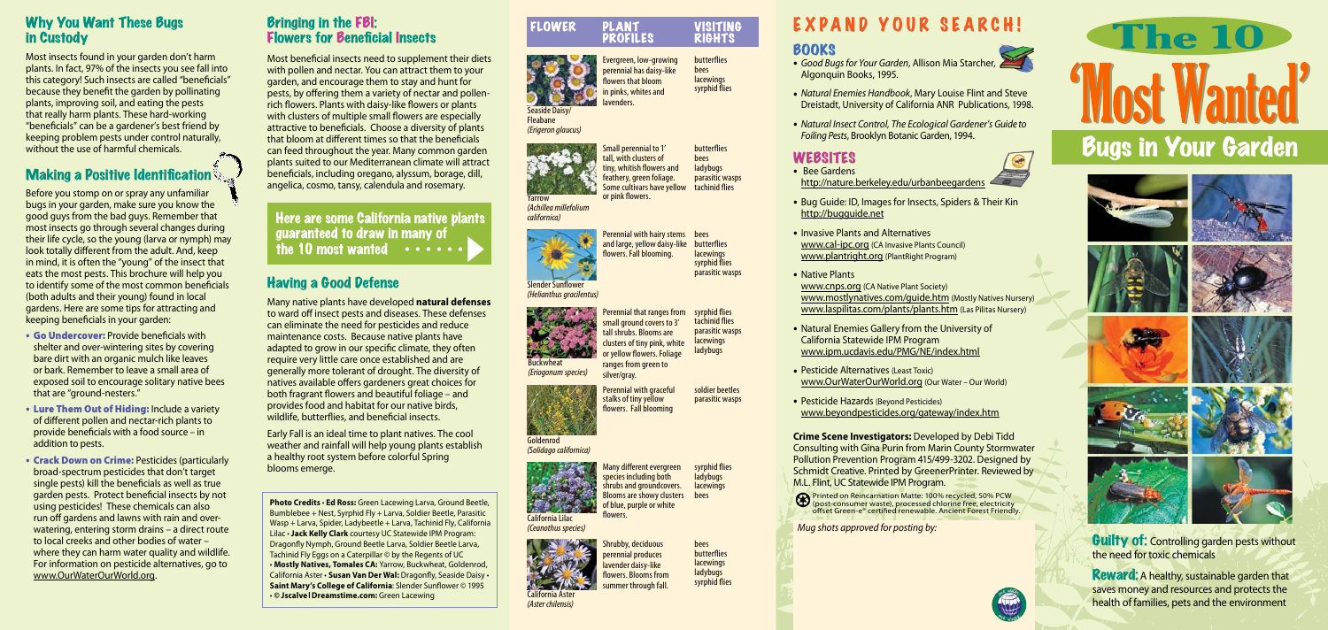## Why You Want These Bugs in Custody

Most insects found in your garden don't harm plants. In fact, 97% of the insects you see fall into this category! Such insects are called "beneficials" because they benefit the garden by pollinating plants, improving soil, and eating the pests that really harm plants. These hard-working "beneficials" can be a gardener's best friend by keeping problem pests under control naturally, without the use of harmful chemicals.

## Making a Positive Identification

Before you stomp on or spray any unfamiliar bugs in your garden, make sure you know the good guys from the bad guys. Remember that most insects go through several changes during their life cycle, so the young (larva or nymph) may look totally different from the adult. And, keep in mind, it is often the "young" of the insect that eats the most pests. This brochure will help you to identify some of the most common beneficials (both adults and their young) found in local gardens. Here are some tips for attracting and keeping beneficials in your garden:

- **Go Undercover:** Provide beneficials with shelter and over-wintering sites by covering bare dirt with an organic mulch like leaves or bark. Remember to leave a small area of exposed soil to encourage solitary native bees that are "ground-nesters."
- **Lure Them Out of Hiding:** Include a variety of different pollen and nectar-rich plants to provide beneficials with a food source – in addition to pests.
- **Crack Down on Crime:** Pesticides (particularly broad-spectrum pesticides that don't target single pests) kill the beneficials as well as true garden pests. Protect beneficial insects by not using pesticides! These chemicals can also run off gardens and lawns with rain and over-watering, entering storm drains – a direct route to local creeks and other bodies of water – where they can harm water quality and wildlife. For information on pesticide alternatives, go to www.OurWaterOurWorld.org.

## Bringing in the FBI: Flowers for Beneficial Insects

Most beneficial insects need to supplement their diets with pollen and nectar. You can attract them to your garden, and encourage them to stay and hunt for pests, by offering them a variety of nectar and pollen-rich flowers. Plants with daisy-like flowers or plants with clusters of multiple small flowers are especially attractive to beneficials. Choose a diversity of plants that bloom at different times so that the beneficials can feed throughout the year. Many common garden plants suited to our Mediterranean climate will attract beneficials, including oregano, alyssum, borage, dill, angelica, cosmo, tansy, calendula and rosemary.

**Here are some California native plants guaranteed to draw in many of the 10 most wanted**

## Having a Good Defense

Many native plants have developed **natural defenses** to ward off insect pests and diseases. These defenses can eliminate the need for pesticides and reduce maintenance costs. Because native plants have adapted to grow in our specific climate, they often require very little care once established and are generally more tolerant of drought. The diversity of natives available offers gardeners great choices for both fragrant flowers and beautiful foliage – and provides food and habitat for our native birds, wildlife, butterflies, and beneficial insects.

Early Fall is an ideal time to plant natives. The cool weather and rainfall will help young plants establish a healthy root system before colorful Spring blooms emerge.

**Photo Credits • Ed Ross:** Green Lacewing Larva, Ground Beetle, Bumblebee + Nest, Syrphid Fly + Larva, Soldier Beetle, Parasitic Wasp + Larva, Spider, Ladybeetle + Larva, Tachinid Fly, California Lilac • **Jack Kelly Clark** courtesy UC Statewide IPM Program: Dragonfly Nymph, Ground Beetle Larva, Soldier Beetle Larva, Tachinid Fly Eggs on a Caterpillar © by the Regents of UC • **Mostly Natives, Tomales CA:** Yarrow, Buckwheat, Goldenrod, California Aster • **Susan Van Der Wal:** Dragonfly, Seaside Daisy • **Saint Mary's College of California**: Slender Sunflower © 1995 • **© Jscalve I Dreamstime.com:** Green Lacewing

| FLOWER | PLANT PROFILES | VISITING RIGHTS |
|---|---|---|
| Seaside Daisy/ Fleabane *(Erigeron glaucus)* | Evergreen, low-growing perennial has daisy-like flowers that bloom in pinks, whites and lavenders. | butterflies, bees, lacewings, syrphid flies |
| Yarrow *(Achillea millefolium californica)* | Small perennial to 1' tall, with clusters of tiny, whitish flowers and feathery, green foliage. Some cultivars have yellow or pink flowers. | butterflies, bees, ladybugs, parasitic wasps, tachinid flies |
| Slender Sunflower *(Helianthus gracilentus)* | Perennial with hairy stems and large, yellow daisy-like flowers. Fall blooming. | bees, butterflies, lacewings, syrphid flies, parasitic wasps |
| Buckwheat *(Eriogonum species)* | Perennial that ranges from small ground covers to 3' tall shrubs. Blooms are clusters of tiny pink, white or yellow flowers. Foliage ranges from green to silver/gray. | syrphid flies, tachinid flies, parasitic wasps, lacewings, ladybugs |
| Goldenrod *(Solidago californica)* | Perennial with graceful stalks of tiny yellow flowers. Fall blooming | soldier beetles, parasitic wasps |
| California Lilac *(Ceanothus species)* | Many different evergreen species including both shrubs and groundcovers. Blooms are showy clusters of blue, purple or white flowers. | syrphid flies, ladybugs, lacewings, bees |
| California Aster *(Aster chilensis)* | Shrubby, deciduous perennial produces lavender daisy-like flowers. Blooms from summer through fall. | bees, butterflies, lacewings, ladybugs, syrphid flies |

## EXPAND YOUR SEARCH!

### BOOKS

- *Good Bugs for Your Garden*, Allison Mia Starcher, Algonquin Books, 1995.
- *Natural Enemies Handbook*, Mary Louise Flint and Steve Dreistadt, University of California ANR Publications, 1998.
- *Natural Insect Control, The Ecological Gardener's Guide to Foiling Pests*, Brooklyn Botanic Garden, 1994.

### WEBSITES

- Bee Gardens  
  http://nature.berkeley.edu/urbanbeegardens
- Bug Guide: ID, Images for Insects, Spiders & Their Kin  
  http://bugguide.net
- Invasive Plants and Alternatives  
  www.cal-ipc.org (CA Invasive Plants Council)  
  www.plantright.org (PlantRight Program)
- Native Plants  
  www.cnps.org (CA Native Plant Society)  
  www.mostlynatives.com/guide.htm (Mostly Natives Nursery)  
  www.laspilitas.com/plants/plants.htm (Las Pilitas Nursery)
- Natural Enemies Gallery from the University of California Statewide IPM Program  
  www.ipm.ucdavis.edu/PMG/NE/index.html
- Pesticide Alternatives (Least Toxic)  
  www.OurWaterOurWorld.org (Our Water – Our World)
- Pesticide Hazards (Beyond Pesticides)  
  www.beyondpesticides.org/gateway/index.htm

**Crime Scene Investigators:** Developed by Debi Tidd Consulting with Gina Purin from Marin County Stormwater Pollution Prevention Program 415/499-3202. Designed by Schmidt Creative. Printed by GreenerPrinter. Reviewed by M.L. Flint, UC Statewide IPM Program.

Printed on Reincarnation Matte: 100% recycled, 50% PCW (post-consumer waste), processed chlorine free, electricity offset Green-e® certified renewable. Ancient Forest Friendly.

*Mug shots approved for posting by:*

# The 10 'Most Wanted' Bugs in Your Garden

**Guilty of:** Controlling garden pests without the need for toxic chemicals

**Reward:** A healthy, sustainable garden that saves money and resources and protects the health of families, pets and the environment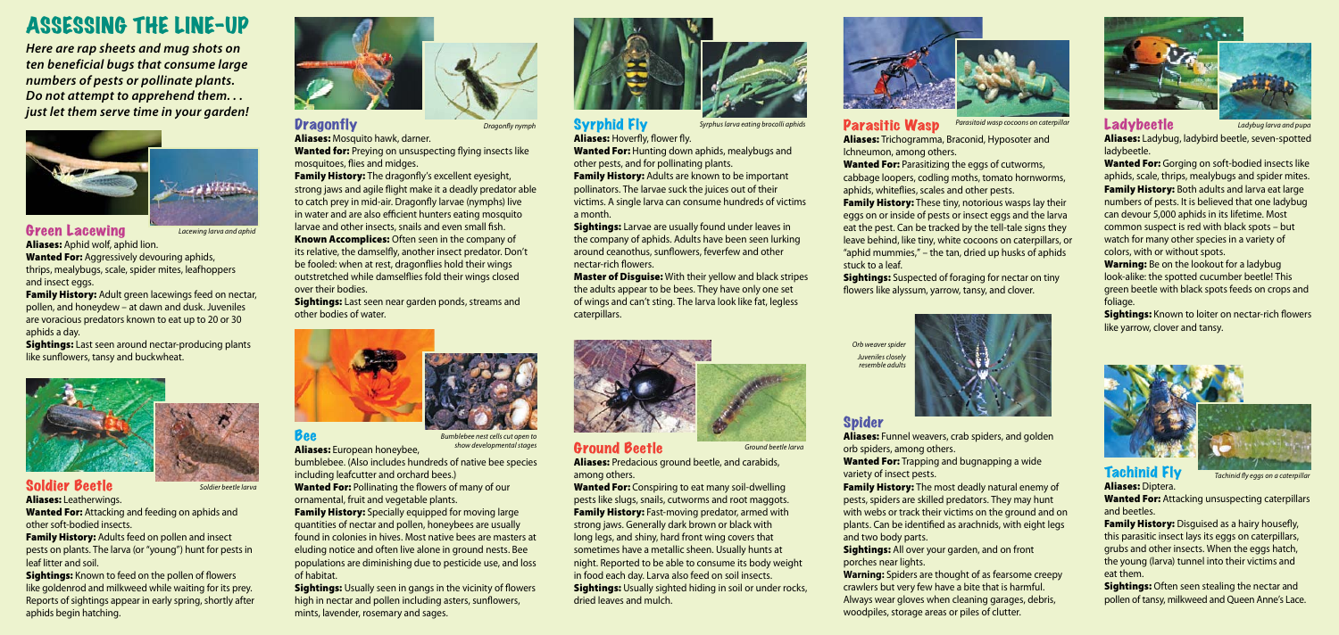# ASSESSING THE LINE-UP

***Here are rap sheets and mug shots on ten beneficial bugs that consume large numbers of pests or pollinate plants. Do not attempt to apprehend them. . . just let them serve time in your garden!***

## Green Lacewing

*Lacewing larva and aphid*

**Aliases:** Aphid wolf, aphid lion.

**Wanted For:** Aggressively devouring aphids, thrips, mealybugs, scale, spider mites, leafhoppers and insect eggs.

**Family History:** Adult green lacewings feed on nectar, pollen, and honeydew – at dawn and dusk. Juveniles are voracious predators known to eat up to 20 or 30 aphids a day.

**Sightings:** Last seen around nectar-producing plants like sunflowers, tansy and buckwheat.

## Soldier Beetle

*Soldier beetle larva*

**Aliases:** Leatherwings.

**Wanted For:** Attacking and feeding on aphids and other soft-bodied insects.

**Family History:** Adults feed on pollen and insect pests on plants. The larva (or "young") hunt for pests in leaf litter and soil.

**Sightings:** Known to feed on the pollen of flowers like goldenrod and milkweed while waiting for its prey. Reports of sightings appear in early spring, shortly after aphids begin hatching.

## Dragonfly

*Dragonfly nymph*

**Aliases:** Mosquito hawk, darner.

**Wanted for:** Preying on unsuspecting flying insects like mosquitoes, flies and midges.

**Family History:** The dragonfly's excellent eyesight, strong jaws and agile flight make it a deadly predator able to catch prey in mid-air. Dragonfly larvae (nymphs) live in water and are also efficient hunters eating mosquito larvae and other insects, snails and even small fish.

**Known Accomplices:** Often seen in the company of its relative, the damselfly, another insect predator. Don't be fooled: when at rest, dragonflies hold their wings outstretched while damselflies fold their wings closed over their bodies.

**Sightings:** Last seen near garden ponds, streams and other bodies of water.

## Bee

*Bumblebee nest cells cut open to show developmental stages*

**Aliases:** European honeybee, bumblebee. (Also includes hundreds of native bee species including leafcutter and orchard bees.)

**Wanted For:** Pollinating the flowers of many of our ornamental, fruit and vegetable plants.

**Family History:** Specially equipped for moving large quantities of nectar and pollen, honeybees are usually found in colonies in hives. Most native bees are masters at eluding notice and often live alone in ground nests. Bee populations are diminishing due to pesticide use, and loss of habitat.

**Sightings:** Usually seen in gangs in the vicinity of flowers high in nectar and pollen including asters, sunflowers, mints, lavender, rosemary and sages.

## Syrphid Fly

*Syrphus larva eating brocolli aphids*

**Aliases:** Hoverfly, flower fly.

**Wanted For:** Hunting down aphids, mealybugs and other pests, and for pollinating plants.

**Family History:** Adults are known to be important pollinators. The larvae suck the juices out of their victims. A single larva can consume hundreds of victims a month.

**Sightings:** Larvae are usually found under leaves in the company of aphids. Adults have been seen lurking around ceanothus, sunflowers, feverfew and other nectar-rich flowers.

**Master of Disguise:** With their yellow and black stripes the adults appear to be bees. They have only one set of wings and can't sting. The larva look like fat, legless caterpillars.

## Ground Beetle

*Ground beetle larva*

**Aliases:** Predacious ground beetle, and carabids, among others.

**Wanted For:** Conspiring to eat many soil-dwelling pests like slugs, snails, cutworms and root maggots.

**Family History:** Fast-moving predator, armed with strong jaws. Generally dark brown or black with long legs, and shiny, hard front wing covers that sometimes have a metallic sheen. Usually hunts at night. Reported to be able to consume its body weight in food each day. Larva also feed on soil insects.

**Sightings:** Usually sighted hiding in soil or under rocks, dried leaves and mulch.

## Parasitic Wasp

*Parasitoid wasp cocoons on caterpillar*

**Aliases:** Trichogramma, Braconid, Hyposoter and Ichneumon, among others.

**Wanted For:** Parasitizing the eggs of cutworms, cabbage loopers, codling moths, tomato hornworms, aphids, whiteflies, scales and other pests.

**Family History:** These tiny, notorious wasps lay their eggs on or inside of pests or insect eggs and the larva eat the pest. Can be tracked by the tell-tale signs they leave behind, like tiny, white cocoons on caterpillars, or "aphid mummies," – the tan, dried up husks of aphids stuck to a leaf.

**Sightings:** Suspected of foraging for nectar on tiny flowers like alyssum, yarrow, tansy, and clover.

## Spider

*Orb weaver spider*
*Juveniles closely resemble adults*

**Aliases:** Funnel weavers, crab spiders, and golden orb spiders, among others.

**Wanted For:** Trapping and bugnapping a wide variety of insect pests.

**Family History:** The most deadly natural enemy of pests, spiders are skilled predators. They may hunt with webs or track their victims on the ground and on plants. Can be identified as arachnids, with eight legs and two body parts.

**Sightings:** All over your garden, and on front porches near lights.

**Warning:** Spiders are thought of as fearsome creepy crawlers but very few have a bite that is harmful. Always wear gloves when cleaning garages, debris, woodpiles, storage areas or piles of clutter.

## Ladybeetle

*Ladybug larva and pupa*

**Aliases:** Ladybug, ladybird beetle, seven-spotted ladybeetle.

**Wanted For:** Gorging on soft-bodied insects like aphids, scale, thrips, mealybugs and spider mites.

**Family History:** Both adults and larva eat large numbers of pests. It is believed that one ladybug can devour 5,000 aphids in its lifetime. Most common suspect is red with black spots – but watch for many other species in a variety of colors, with or without spots.

**Warning:** Be on the lookout for a ladybug look-alike: the spotted cucumber beetle! This green beetle with black spots feeds on crops and foliage.

**Sightings:** Known to loiter on nectar-rich flowers like yarrow, clover and tansy.

## Tachinid Fly

*Tachinid fly eggs on a caterpillar*

**Aliases:** Diptera.

**Wanted For:** Attacking unsuspecting caterpillars and beetles.

**Family History:** Disguised as a hairy housefly, this parasitic insect lays its eggs on caterpillars, grubs and other insects. When the eggs hatch, the young (larva) tunnel into their victims and eat them.

**Sightings:** Often seen stealing the nectar and pollen of tansy, milkweed and Queen Anne's Lace.